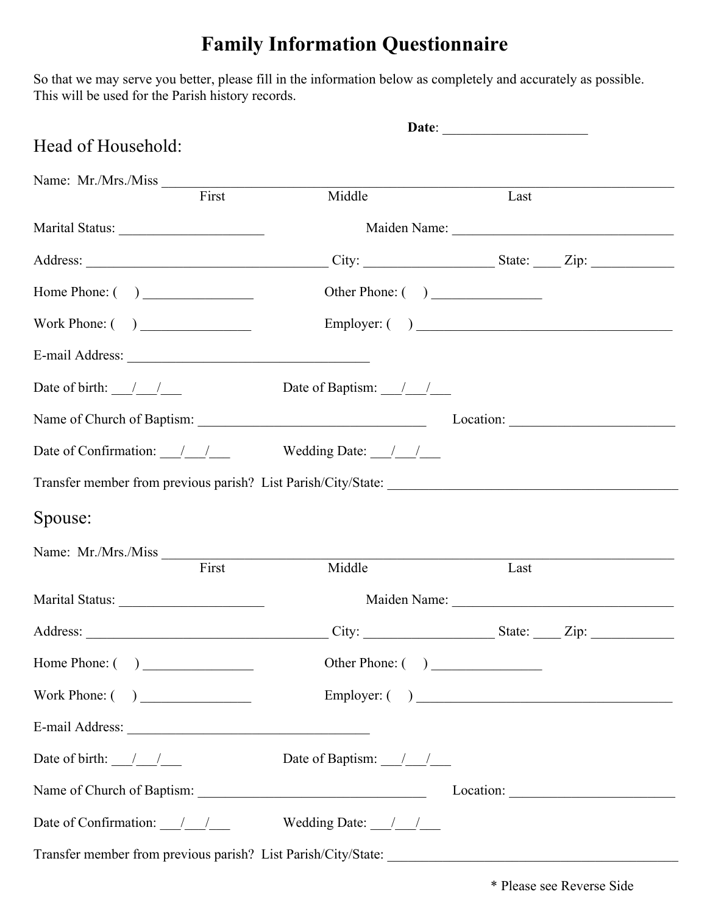# Family Information Questionnaire

So that we may serve you better, please fill in the information below as completely and accurately as possible. This will be used for the Parish history records.

**Date**: ____________________

## Head of Household:

Name: Mr./Mrs./Miss ______________________________________________________________________
First Middle Last

Marital Status: ____________________ Maiden Name: ______________________________

Address: _________________________________ City: __________________ State: ____ Zip: ___________

Home Phone: (    ) _______________ Other Phone: (    ) _______________

Work Phone: (    ) _______________ Employer: (    ) __________________________________

E-mail Address: __________________________________

Date of birth: ___/___/___ Date of Baptism: ___/___/___

Name of Church of Baptism: _______________________________ Location: ______________________

Date of Confirmation: ___/___/___ Wedding Date: ___/___/___

Transfer member from previous parish? List Parish/City/State: ________________________________________

## Spouse:

Name: Mr./Mrs./Miss ______________________________________________________________________
First Middle Last

Marital Status: ____________________ Maiden Name: ______________________________

Address: _________________________________ City: __________________ State: ____ Zip: ___________

Home Phone: (    ) _______________ Other Phone: (    ) _______________

Work Phone: (    ) _______________ Employer: (    ) __________________________________

E-mail Address: __________________________________

Date of birth: ___/___/___ Date of Baptism: ___/___/___

Name of Church of Baptism: _______________________________ Location: ______________________

Date of Confirmation: ___/___/___ Wedding Date: ___/___/___

Transfer member from previous parish? List Parish/City/State: ________________________________________

* Please see Reverse Side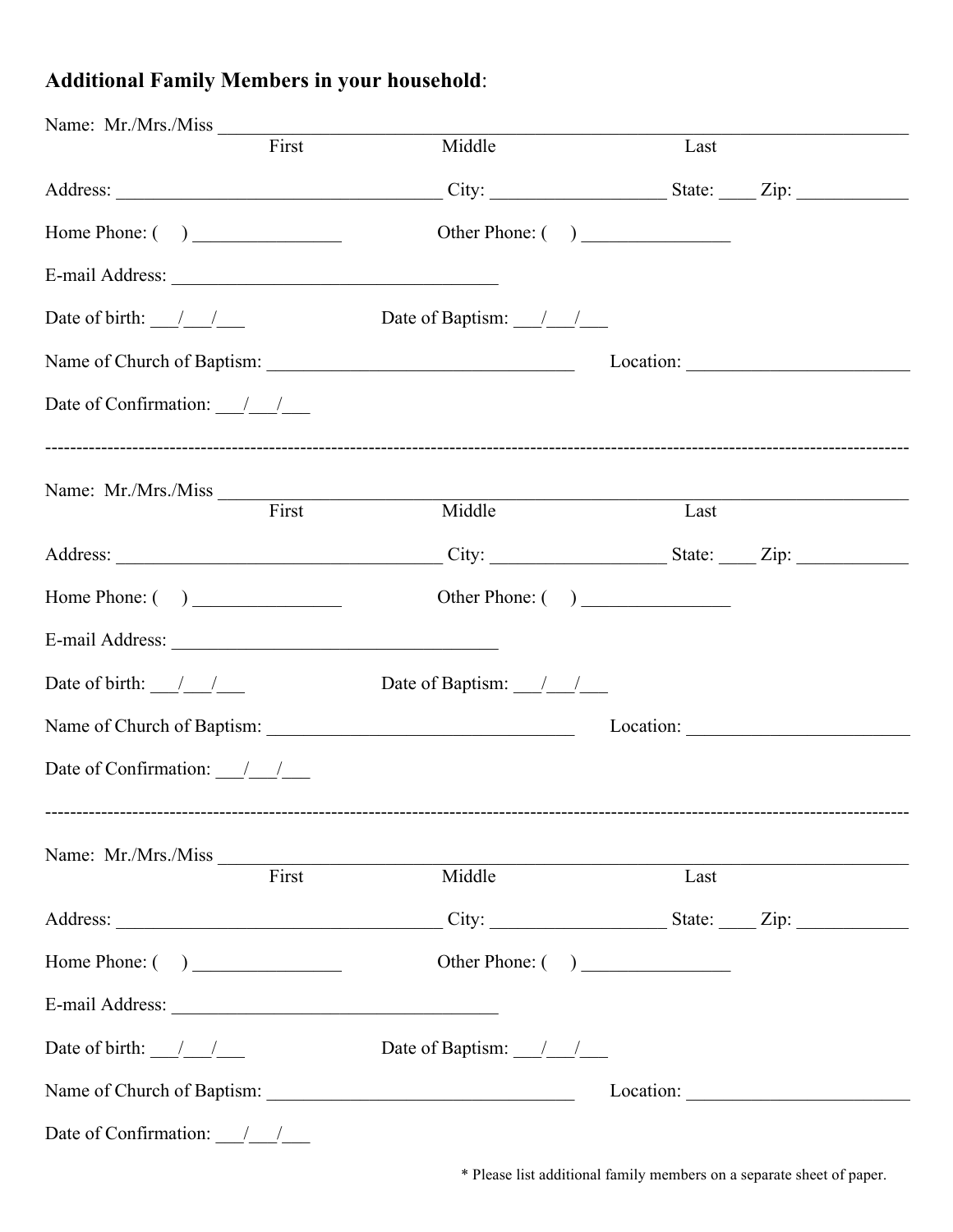**Additional Family Members in your household**:

Name: Mr./Mrs./Miss ________________________________________________________________
First                    Middle                    Last

Address: __________________________________ City: __________________ State: ____ Zip: ___________

Home Phone: (    ) _______________          Other Phone: (    ) _______________

E-mail Address: __________________________________

Date of birth: ___/___/___          Date of Baptism: ___/___/___

Name of Church of Baptism: ________________________________          Location: ______________________

Date of Confirmation: ___/___/___

---

Name: Mr./Mrs./Miss ________________________________________________________________
First                    Middle                    Last

Address: __________________________________ City: __________________ State: ____ Zip: ___________

Home Phone: (    ) _______________          Other Phone: (    ) _______________

E-mail Address: __________________________________

Date of birth: ___/___/___          Date of Baptism: ___/___/___

Name of Church of Baptism: ________________________________          Location: ______________________

Date of Confirmation: ___/___/___

---

Name: Mr./Mrs./Miss ________________________________________________________________
First                    Middle                    Last

Address: __________________________________ City: __________________ State: ____ Zip: ___________

Home Phone: (    ) _______________          Other Phone: (    ) _______________

E-mail Address: __________________________________

Date of birth: ___/___/___          Date of Baptism: ___/___/___

Name of Church of Baptism: ________________________________          Location: ______________________

Date of Confirmation: ___/___/___

* Please list additional family members on a separate sheet of paper.